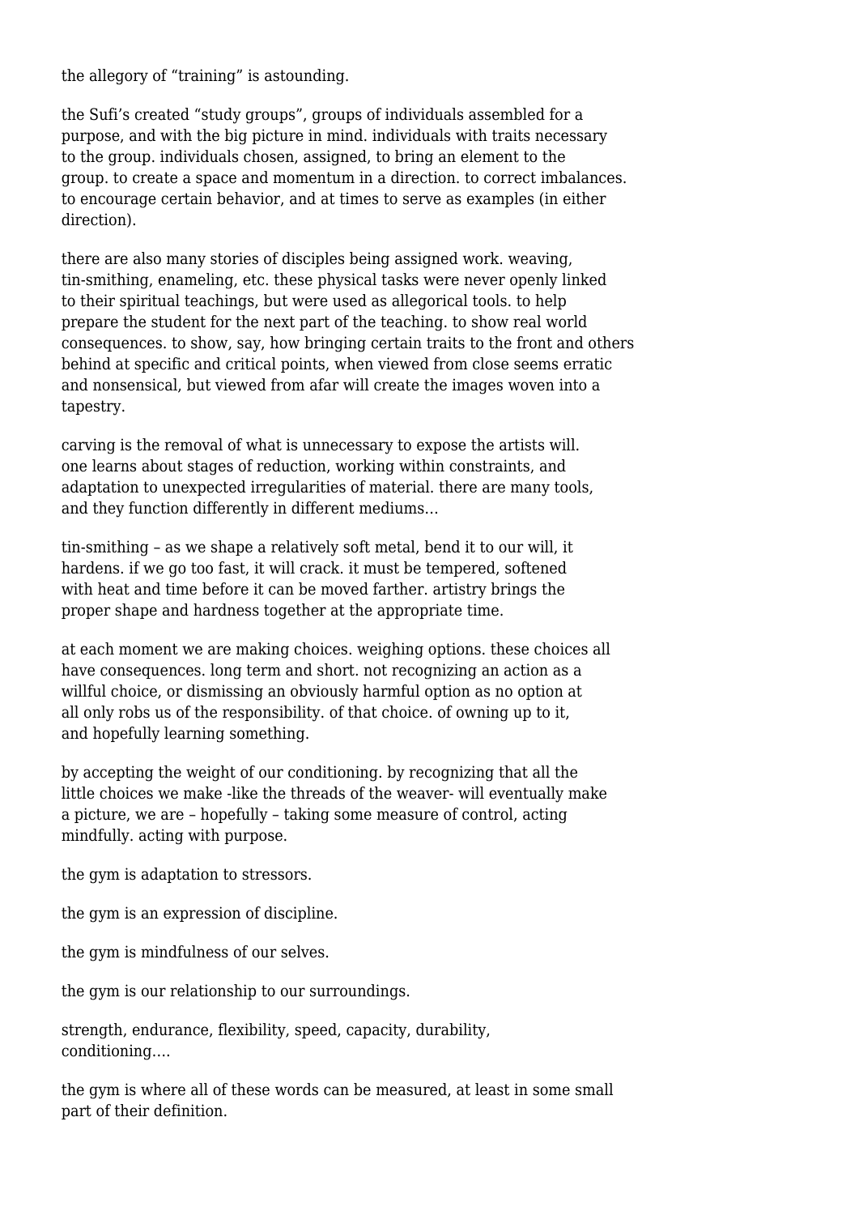the allegory of "training" is astounding.

the Sufi's created "study groups", groups of individuals assembled for a purpose, and with the big picture in mind. individuals with traits necessary to the group. individuals chosen, assigned, to bring an element to the group. to create a space and momentum in a direction. to correct imbalances. to encourage certain behavior, and at times to serve as examples (in either direction).

there are also many stories of disciples being assigned work. weaving, tin-smithing, enameling, etc. these physical tasks were never openly linked to their spiritual teachings, but were used as allegorical tools. to help prepare the student for the next part of the teaching. to show real world consequences. to show, say, how bringing certain traits to the front and others behind at specific and critical points, when viewed from close seems erratic and nonsensical, but viewed from afar will create the images woven into a tapestry.

carving is the removal of what is unnecessary to expose the artists will. one learns about stages of reduction, working within constraints, and adaptation to unexpected irregularities of material. there are many tools, and they function differently in different mediums…

tin-smithing – as we shape a relatively soft metal, bend it to our will, it hardens. if we go too fast, it will crack. it must be tempered, softened with heat and time before it can be moved farther. artistry brings the proper shape and hardness together at the appropriate time.

at each moment we are making choices. weighing options. these choices all have consequences. long term and short. not recognizing an action as a willful choice, or dismissing an obviously harmful option as no option at all only robs us of the responsibility. of that choice. of owning up to it, and hopefully learning something.

by accepting the weight of our conditioning. by recognizing that all the little choices we make -like the threads of the weaver- will eventually make a picture, we are – hopefully – taking some measure of control, acting mindfully. acting with purpose.

the gym is adaptation to stressors.

the gym is an expression of discipline.

the gym is mindfulness of our selves.

the gym is our relationship to our surroundings.

strength, endurance, flexibility, speed, capacity, durability, conditioning….

the gym is where all of these words can be measured, at least in some small part of their definition.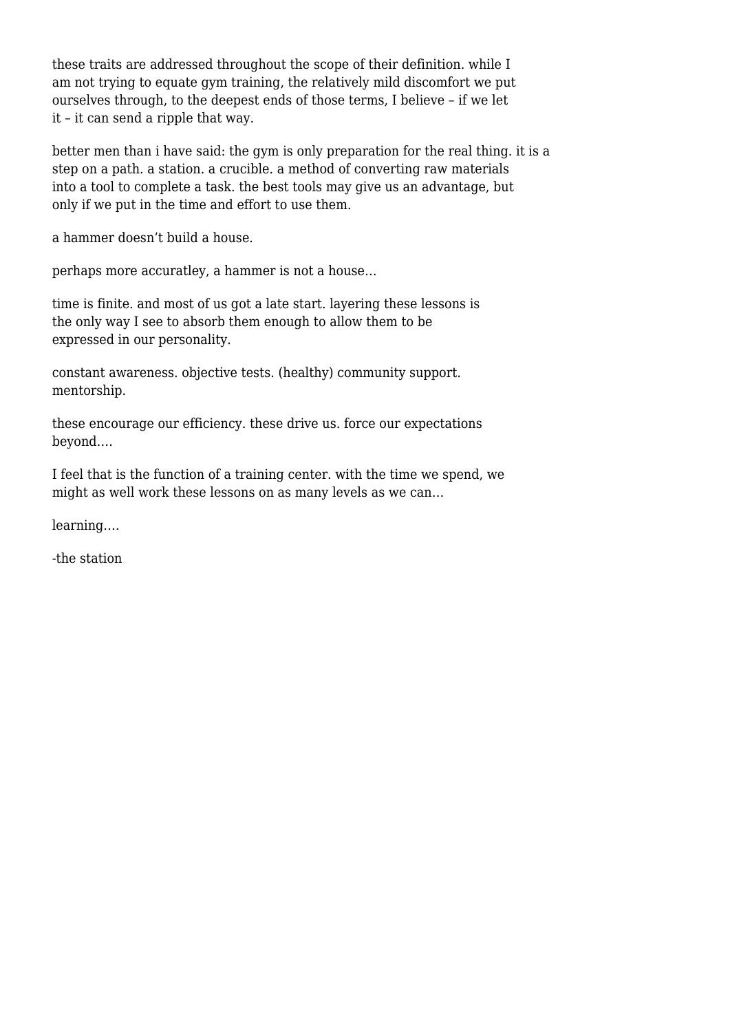these traits are addressed throughout the scope of their definition. while I am not trying to equate gym training, the relatively mild discomfort we put ourselves through, to the deepest ends of those terms, I believe – if we let it – it can send a ripple that way.

better men than i have said: the gym is only preparation for the real thing. it is a step on a path. a station. a crucible. a method of converting raw materials into a tool to complete a task. the best tools may give us an advantage, but only if we put in the time and effort to use them.

a hammer doesn't build a house.

perhaps more accuratley, a hammer is not a house…

time is finite. and most of us got a late start. layering these lessons is the only way I see to absorb them enough to allow them to be expressed in our personality.

constant awareness. objective tests. (healthy) community support. mentorship.

these encourage our efficiency. these drive us. force our expectations beyond….

I feel that is the function of a training center. with the time we spend, we might as well work these lessons on as many levels as we can…

learning….

-the station